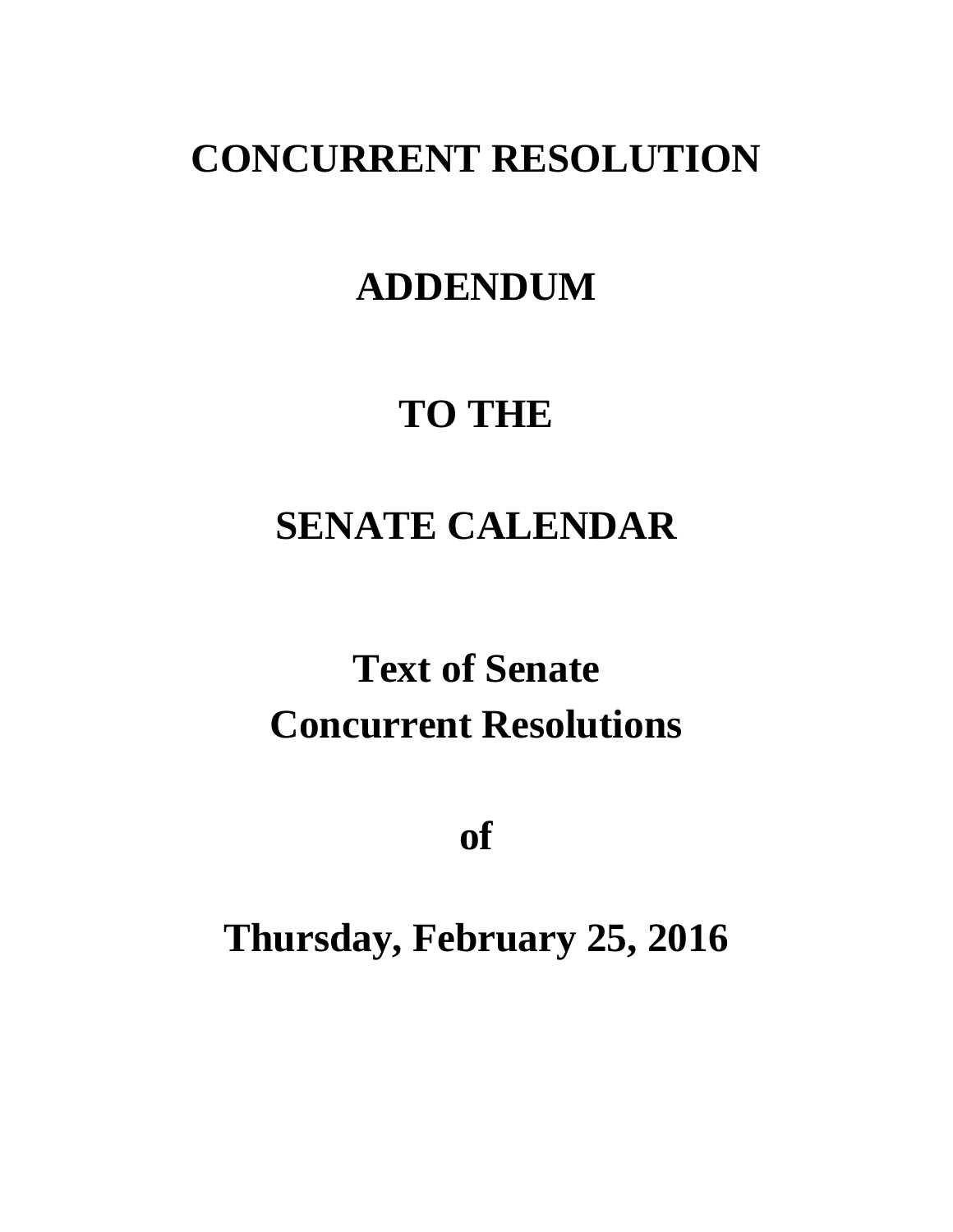# CONCURRENT RESOLUTION

# ADDENDUM

# TO THE

# SENATE CALENDAR

## Text of Senate Concurrent Resolutions

## of

## Thursday, February 25, 2016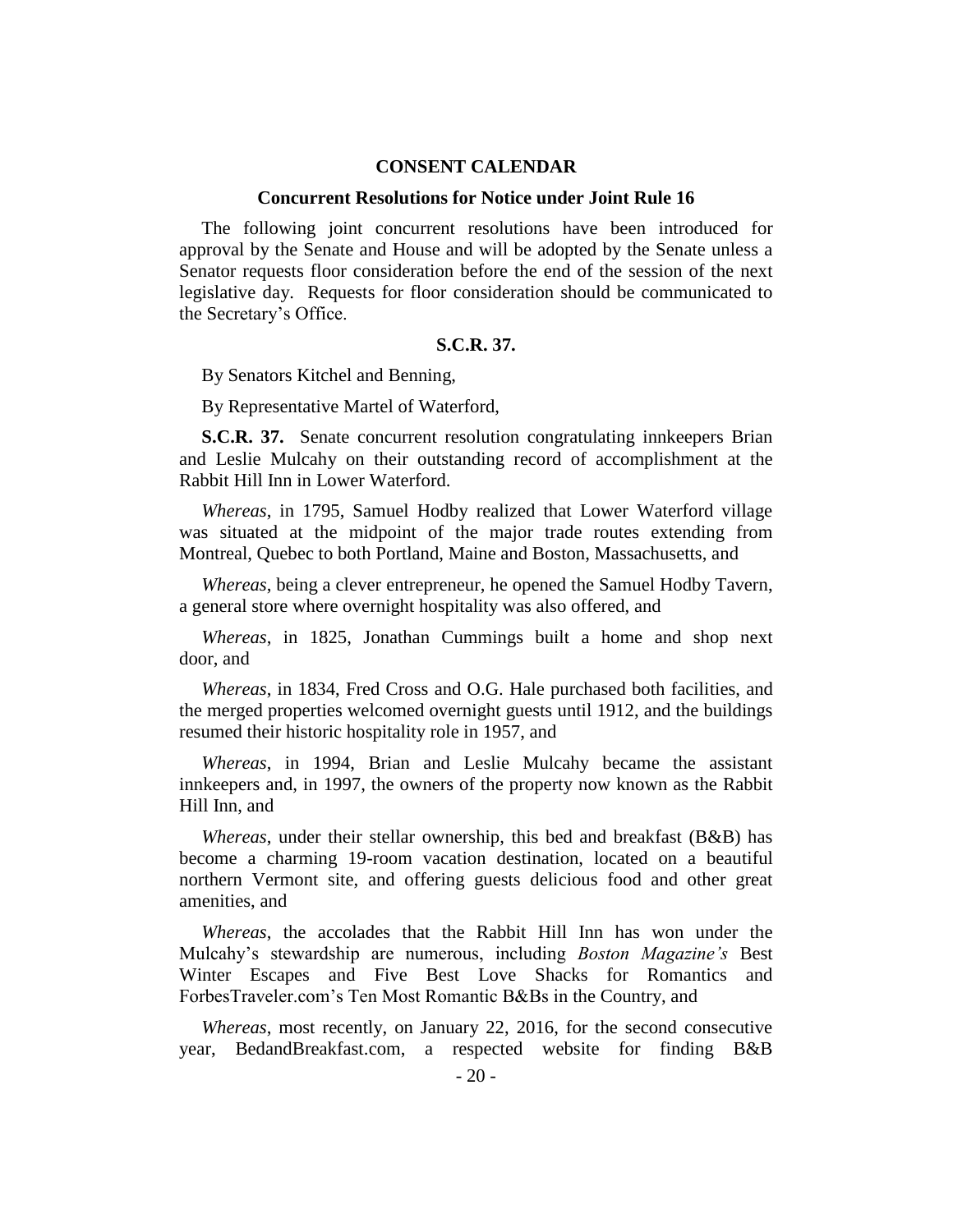## CONSENT CALENDAR

### Concurrent Resolutions for Notice under Joint Rule 16

The following joint concurrent resolutions have been introduced for approval by the Senate and House and will be adopted by the Senate unless a Senator requests floor consideration before the end of the session of the next legislative day. Requests for floor consideration should be communicated to the Secretary's Office.

### S.C.R. 37.

By Senators Kitchel and Benning,

By Representative Martel of Waterford,

**S.C.R. 37.** Senate concurrent resolution congratulating innkeepers Brian and Leslie Mulcahy on their outstanding record of accomplishment at the Rabbit Hill Inn in Lower Waterford.

*Whereas*, in 1795, Samuel Hodby realized that Lower Waterford village was situated at the midpoint of the major trade routes extending from Montreal, Quebec to both Portland, Maine and Boston, Massachusetts, and

*Whereas*, being a clever entrepreneur, he opened the Samuel Hodby Tavern, a general store where overnight hospitality was also offered, and

*Whereas*, in 1825, Jonathan Cummings built a home and shop next door, and

*Whereas*, in 1834, Fred Cross and O.G. Hale purchased both facilities, and the merged properties welcomed overnight guests until 1912, and the buildings resumed their historic hospitality role in 1957, and

*Whereas*, in 1994, Brian and Leslie Mulcahy became the assistant innkeepers and, in 1997, the owners of the property now known as the Rabbit Hill Inn, and

*Whereas*, under their stellar ownership, this bed and breakfast (B&B) has become a charming 19-room vacation destination, located on a beautiful northern Vermont site, and offering guests delicious food and other great amenities, and

*Whereas*, the accolades that the Rabbit Hill Inn has won under the Mulcahy's stewardship are numerous, including *Boston Magazine's* Best Winter Escapes and Five Best Love Shacks for Romantics and ForbesTraveler.com's Ten Most Romantic B&Bs in the Country, and

*Whereas*, most recently, on January 22, 2016, for the second consecutive year, BedandBreakfast.com, a respected website for finding B&B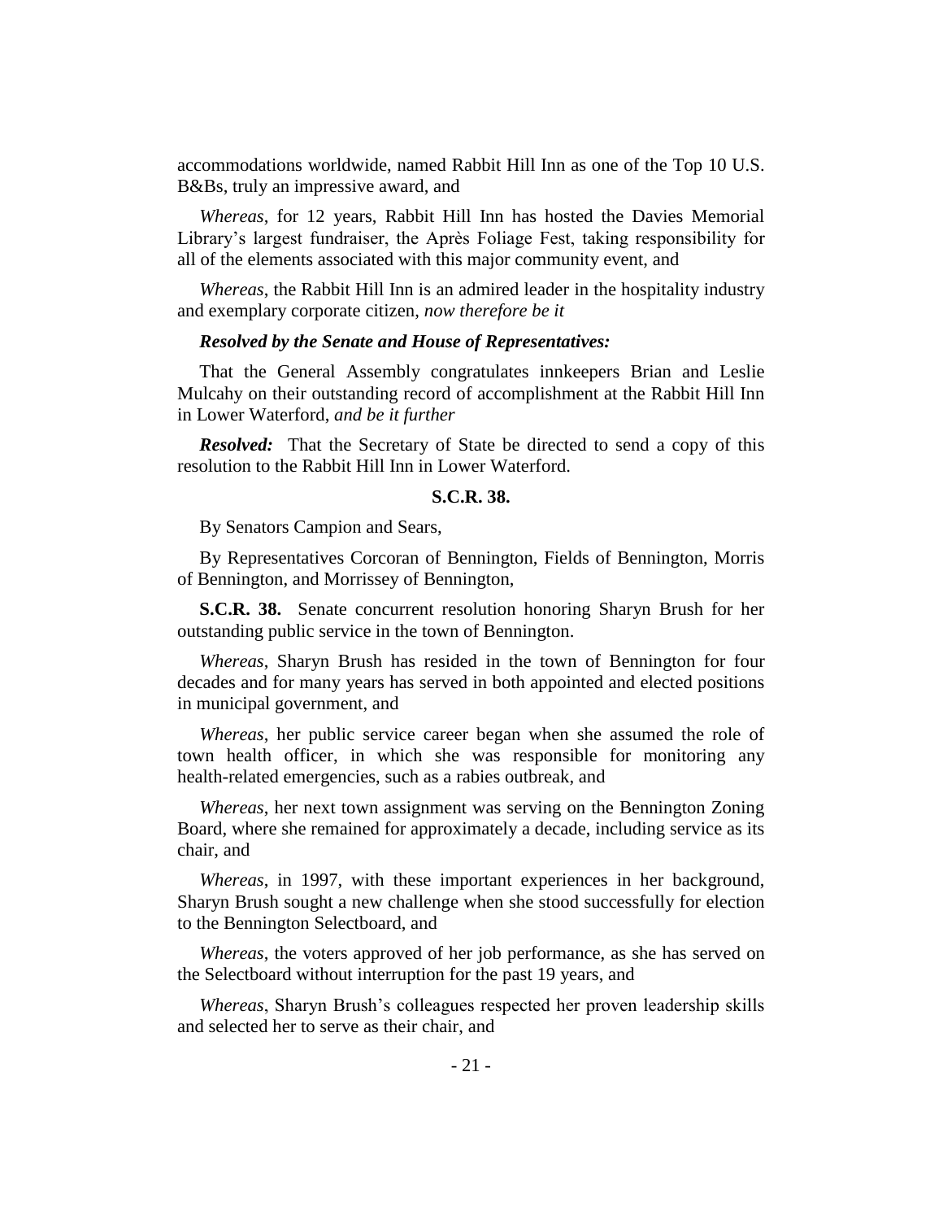accommodations worldwide, named Rabbit Hill Inn as one of the Top 10 U.S. B&Bs, truly an impressive award, and

*Whereas*, for 12 years, Rabbit Hill Inn has hosted the Davies Memorial Library's largest fundraiser, the Après Foliage Fest, taking responsibility for all of the elements associated with this major community event, and

*Whereas*, the Rabbit Hill Inn is an admired leader in the hospitality industry and exemplary corporate citizen, *now therefore be it*

***Resolved by the Senate and House of Representatives:***

That the General Assembly congratulates innkeepers Brian and Leslie Mulcahy on their outstanding record of accomplishment at the Rabbit Hill Inn in Lower Waterford, *and be it further*

***Resolved:*** That the Secretary of State be directed to send a copy of this resolution to the Rabbit Hill Inn in Lower Waterford.

**S.C.R. 38.**

By Senators Campion and Sears,

By Representatives Corcoran of Bennington, Fields of Bennington, Morris of Bennington, and Morrissey of Bennington,

**S.C.R. 38.** Senate concurrent resolution honoring Sharyn Brush for her outstanding public service in the town of Bennington.

*Whereas*, Sharyn Brush has resided in the town of Bennington for four decades and for many years has served in both appointed and elected positions in municipal government, and

*Whereas*, her public service career began when she assumed the role of town health officer, in which she was responsible for monitoring any health-related emergencies, such as a rabies outbreak, and

*Whereas*, her next town assignment was serving on the Bennington Zoning Board, where she remained for approximately a decade, including service as its chair, and

*Whereas*, in 1997, with these important experiences in her background, Sharyn Brush sought a new challenge when she stood successfully for election to the Bennington Selectboard, and

*Whereas*, the voters approved of her job performance, as she has served on the Selectboard without interruption for the past 19 years, and

*Whereas*, Sharyn Brush's colleagues respected her proven leadership skills and selected her to serve as their chair, and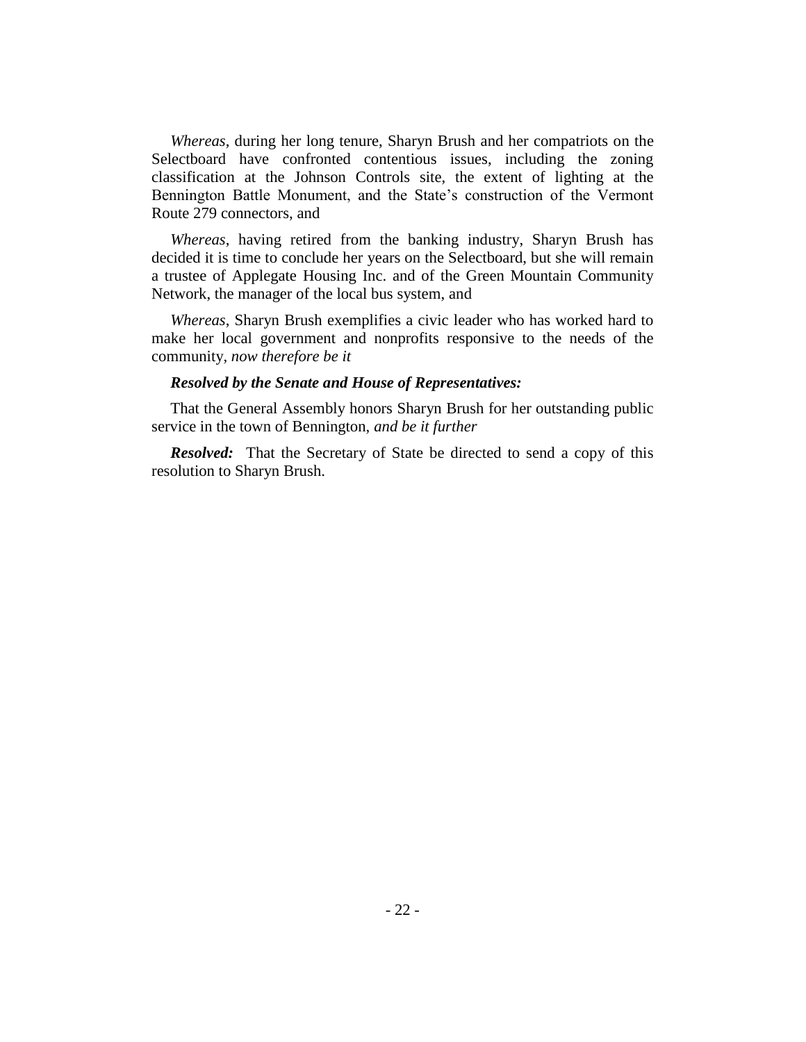*Whereas*, during her long tenure, Sharyn Brush and her compatriots on the Selectboard have confronted contentious issues, including the zoning classification at the Johnson Controls site, the extent of lighting at the Bennington Battle Monument, and the State's construction of the Vermont Route 279 connectors, and

*Whereas*, having retired from the banking industry, Sharyn Brush has decided it is time to conclude her years on the Selectboard, but she will remain a trustee of Applegate Housing Inc. and of the Green Mountain Community Network, the manager of the local bus system, and

*Whereas*, Sharyn Brush exemplifies a civic leader who has worked hard to make her local government and nonprofits responsive to the needs of the community, *now therefore be it*

***Resolved by the Senate and House of Representatives:***

That the General Assembly honors Sharyn Brush for her outstanding public service in the town of Bennington, *and be it further*

***Resolved:*** That the Secretary of State be directed to send a copy of this resolution to Sharyn Brush.